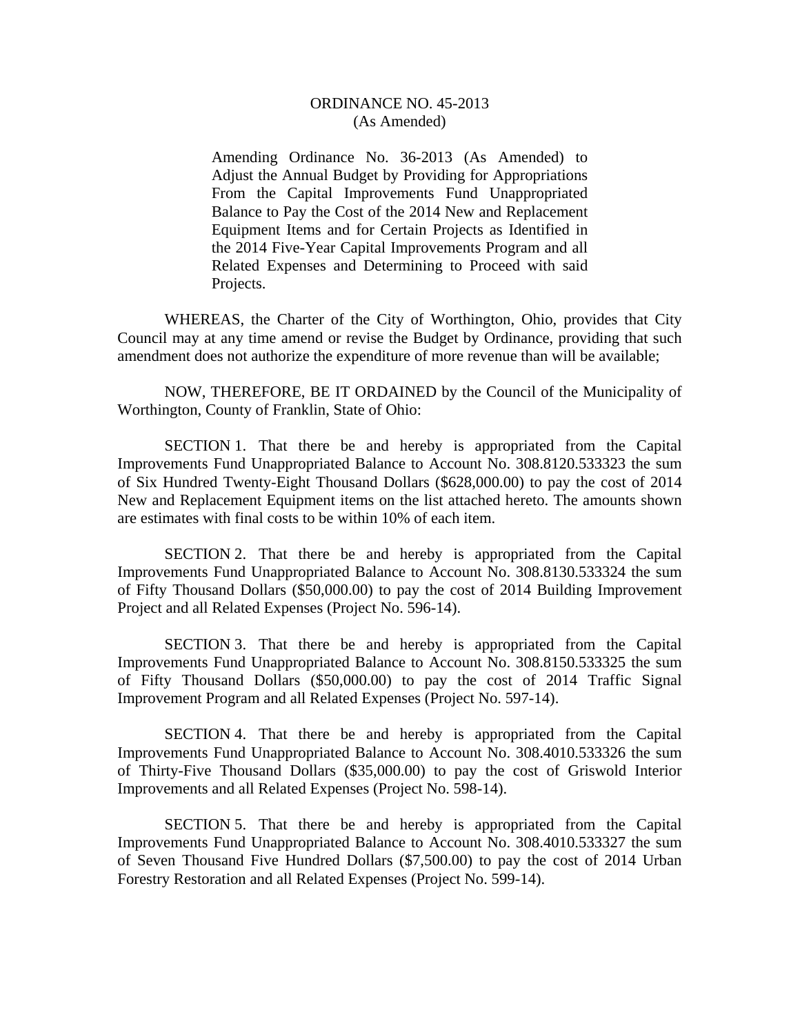# ORDINANCE NO. 45-2013
(As Amended)

Amending Ordinance No. 36-2013 (As Amended) to Adjust the Annual Budget by Providing for Appropriations From the Capital Improvements Fund Unappropriated Balance to Pay the Cost of the 2014 New and Replacement Equipment Items and for Certain Projects as Identified in the 2014 Five-Year Capital Improvements Program and all Related Expenses and Determining to Proceed with said Projects.

WHEREAS, the Charter of the City of Worthington, Ohio, provides that City Council may at any time amend or revise the Budget by Ordinance, providing that such amendment does not authorize the expenditure of more revenue than will be available;

NOW, THEREFORE, BE IT ORDAINED by the Council of the Municipality of Worthington, County of Franklin, State of Ohio:

SECTION 1. That there be and hereby is appropriated from the Capital Improvements Fund Unappropriated Balance to Account No. 308.8120.533323 the sum of Six Hundred Twenty-Eight Thousand Dollars ($628,000.00) to pay the cost of 2014 New and Replacement Equipment items on the list attached hereto. The amounts shown are estimates with final costs to be within 10% of each item.

SECTION 2. That there be and hereby is appropriated from the Capital Improvements Fund Unappropriated Balance to Account No. 308.8130.533324 the sum of Fifty Thousand Dollars ($50,000.00) to pay the cost of 2014 Building Improvement Project and all Related Expenses (Project No. 596-14).

SECTION 3. That there be and hereby is appropriated from the Capital Improvements Fund Unappropriated Balance to Account No. 308.8150.533325 the sum of Fifty Thousand Dollars ($50,000.00) to pay the cost of 2014 Traffic Signal Improvement Program and all Related Expenses (Project No. 597-14).

SECTION 4. That there be and hereby is appropriated from the Capital Improvements Fund Unappropriated Balance to Account No. 308.4010.533326 the sum of Thirty-Five Thousand Dollars ($35,000.00) to pay the cost of Griswold Interior Improvements and all Related Expenses (Project No. 598-14).

SECTION 5. That there be and hereby is appropriated from the Capital Improvements Fund Unappropriated Balance to Account No. 308.4010.533327 the sum of Seven Thousand Five Hundred Dollars ($7,500.00) to pay the cost of 2014 Urban Forestry Restoration and all Related Expenses (Project No. 599-14).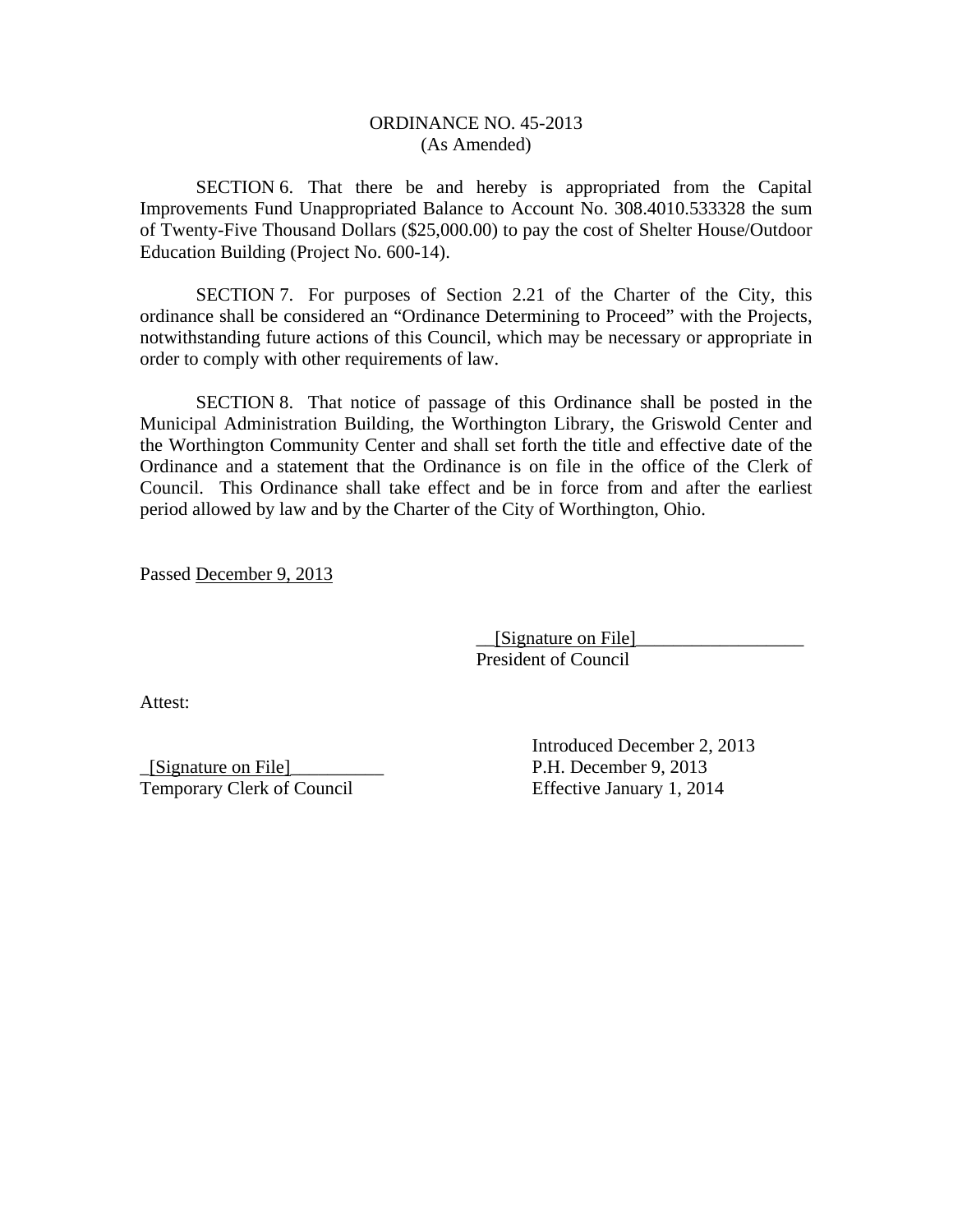ORDINANCE NO. 45-2013
(As Amended)

SECTION 6. That there be and hereby is appropriated from the Capital Improvements Fund Unappropriated Balance to Account No. 308.4010.533328 the sum of Twenty-Five Thousand Dollars ($25,000.00) to pay the cost of Shelter House/Outdoor Education Building (Project No. 600-14).

SECTION 7. For purposes of Section 2.21 of the Charter of the City, this ordinance shall be considered an "Ordinance Determining to Proceed" with the Projects, notwithstanding future actions of this Council, which may be necessary or appropriate in order to comply with other requirements of law.

SECTION 8. That notice of passage of this Ordinance shall be posted in the Municipal Administration Building, the Worthington Library, the Griswold Center and the Worthington Community Center and shall set forth the title and effective date of the Ordinance and a statement that the Ordinance is on file in the office of the Clerk of Council. This Ordinance shall take effect and be in force from and after the earliest period allowed by law and by the Charter of the City of Worthington, Ohio.

Passed December 9, 2013

__[Signature on File]__________________
President of Council

Attest:

_[Signature on File]__________
Temporary Clerk of Council

Introduced December 2, 2013
P.H. December 9, 2013
Effective January 1, 2014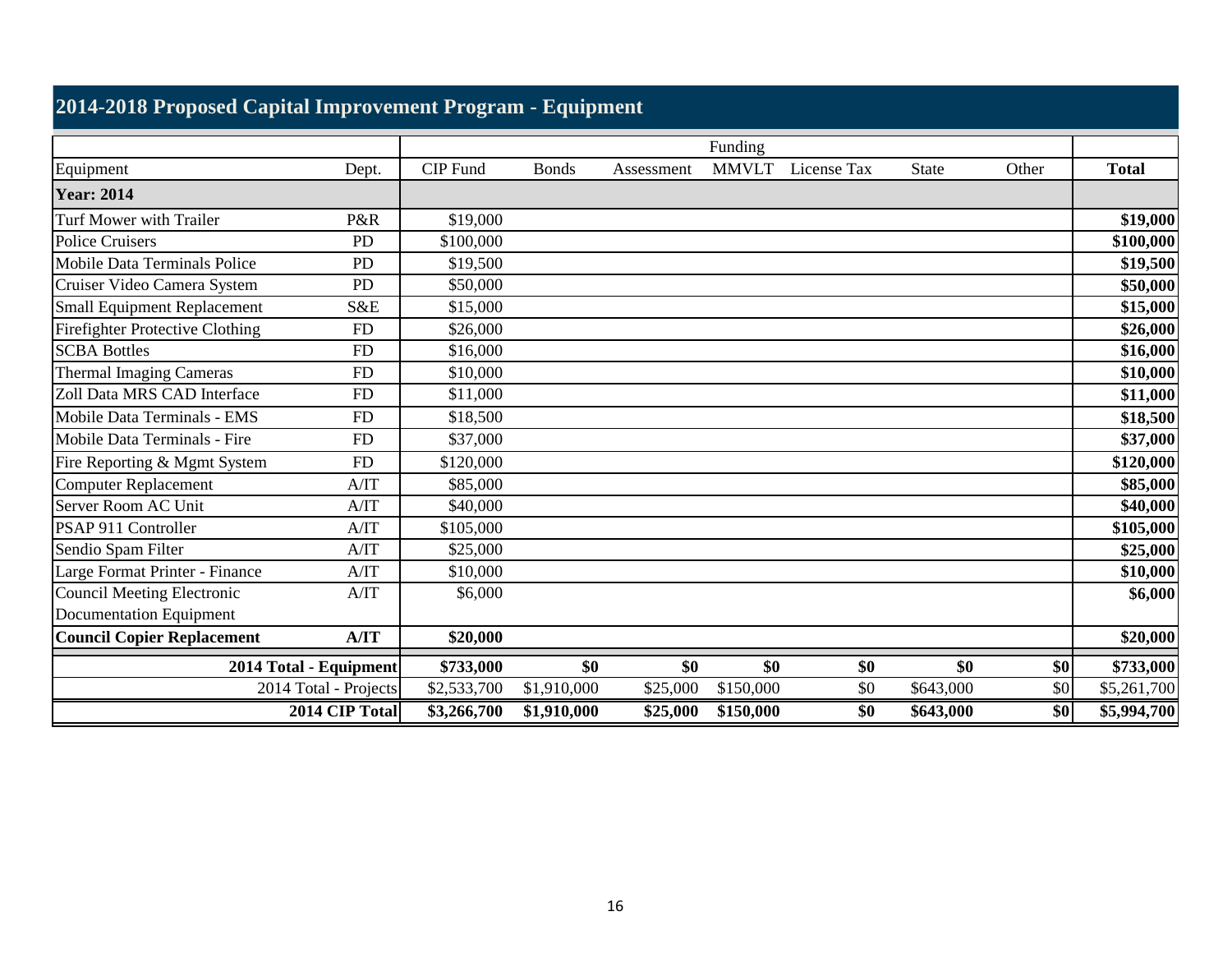## 2014-2018 Proposed Capital Improvement Program - Equipment

| | | Funding | | | | | | | |
|---|---|---|---|---|---|---|---|---|---|
| Equipment | Dept. | CIP Fund | Bonds | Assessment | MMVLT | License Tax | State | Other | **Total** |
| **Year: 2014** | | | | | | | | | |
| Turf Mower with Trailer | P&R | $19,000 | | | | | | | **$19,000** |
| Police Cruisers | PD | $100,000 | | | | | | | **$100,000** |
| Mobile Data Terminals Police | PD | $19,500 | | | | | | | **$19,500** |
| Cruiser Video Camera System | PD | $50,000 | | | | | | | **$50,000** |
| Small Equipment Replacement | S&E | $15,000 | | | | | | | **$15,000** |
| Firefighter Protective Clothing | FD | $26,000 | | | | | | | **$26,000** |
| SCBA Bottles | FD | $16,000 | | | | | | | **$16,000** |
| Thermal Imaging Cameras | FD | $10,000 | | | | | | | **$10,000** |
| Zoll Data MRS CAD Interface | FD | $11,000 | | | | | | | **$11,000** |
| Mobile Data Terminals - EMS | FD | $18,500 | | | | | | | **$18,500** |
| Mobile Data Terminals - Fire | FD | $37,000 | | | | | | | **$37,000** |
| Fire Reporting & Mgmt System | FD | $120,000 | | | | | | | **$120,000** |
| Computer Replacement | A/IT | $85,000 | | | | | | | **$85,000** |
| Server Room AC Unit | A/IT | $40,000 | | | | | | | **$40,000** |
| PSAP 911 Controller | A/IT | $105,000 | | | | | | | **$105,000** |
| Sendio Spam Filter | A/IT | $25,000 | | | | | | | **$25,000** |
| Large Format Printer - Finance | A/IT | $10,000 | | | | | | | **$10,000** |
| Council Meeting Electronic Documentation Equipment | A/IT | $6,000 | | | | | | | **$6,000** |
| **Council Copier Replacement** | **A/IT** | **$20,000** | | | | | | | **$20,000** |
| **2014 Total - Equipment** | | **$733,000** | **$0** | **$0** | **$0** | **$0** | **$0** | **$0** | **$733,000** |
| 2014 Total - Projects | | $2,533,700 | $1,910,000 | $25,000 | $150,000 | $0 | $643,000 | $0 | $5,261,700 |
| **2014 CIP Total** | | **$3,266,700** | **$1,910,000** | **$25,000** | **$150,000** | **$0** | **$643,000** | **$0** | **$5,994,700** |